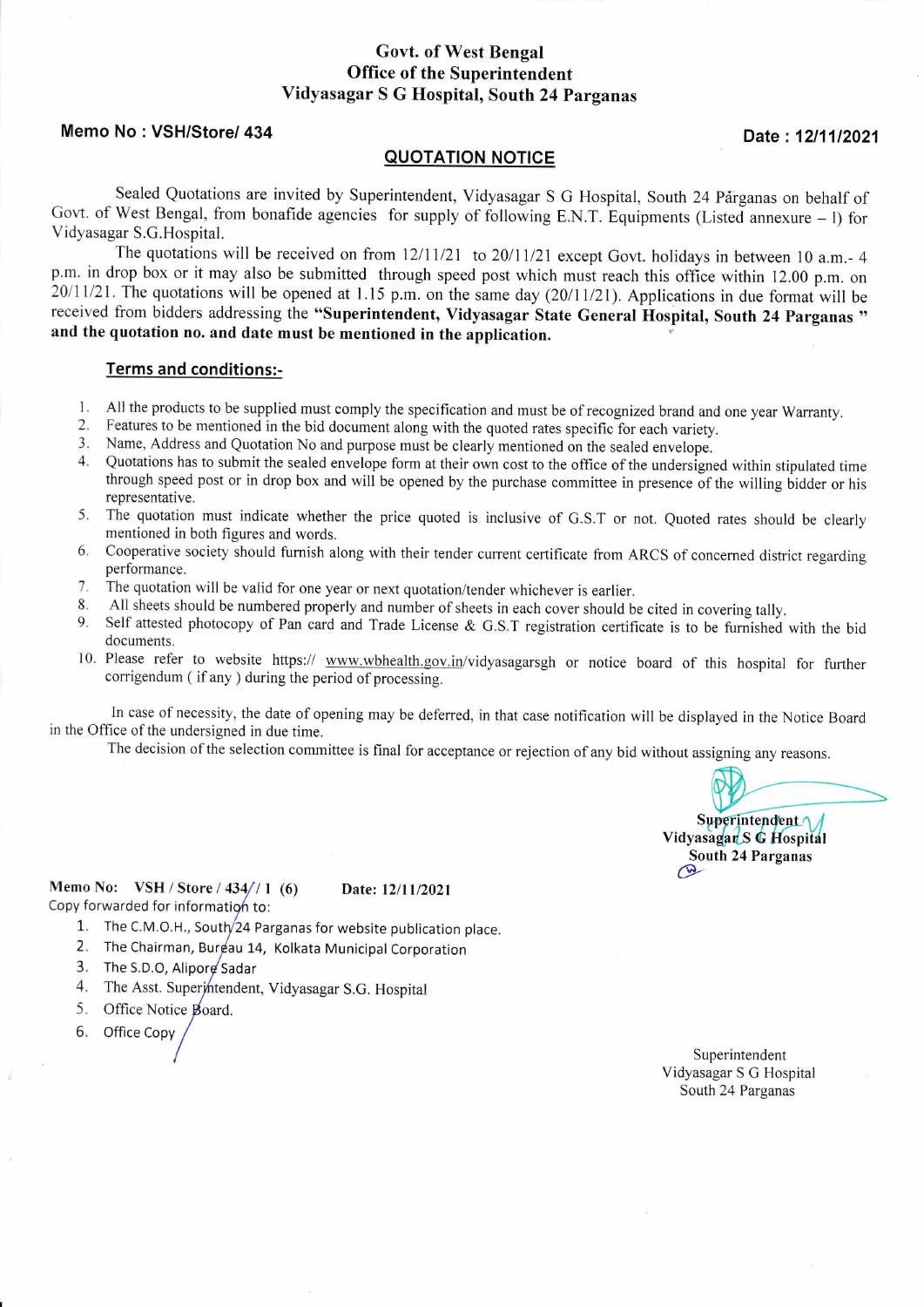**Govt. of West Bengal**
**Office of the Superintendent**
**Vidyasagar S G Hospital, South 24 Parganas**

**Memo No : VSH/Store/ 434** **Date : 12/11/2021**

## QUOTATION NOTICE

Sealed Quotations are invited by Superintendent, Vidyasagar S G Hospital, South 24 Parganas on behalf of Govt. of West Bengal, from bonafide agencies for supply of following E.N.T. Equipments (Listed annexure – I) for Vidyasagar S.G.Hospital.

The quotations will be received on from 12/11/21 to 20/11/21 except Govt. holidays in between 10 a.m.- 4 p.m. in drop box or it may also be submitted through speed post which must reach this office within 12.00 p.m. on 20/11/21. The quotations will be opened at 1.15 p.m. on the same day (20/11/21). Applications in due format will be received from bidders addressing the **"Superintendent, Vidyasagar State General Hospital, South 24 Parganas " and the quotation no. and date must be mentioned in the application.**

### Terms and conditions:-

1. All the products to be supplied must comply the specification and must be of recognized brand and one year Warranty.
2. Features to be mentioned in the bid document along with the quoted rates specific for each variety.
3. Name, Address and Quotation No and purpose must be clearly mentioned on the sealed envelope.
4. Quotations has to submit the sealed envelope form at their own cost to the office of the undersigned within stipulated time through speed post or in drop box and will be opened by the purchase committee in presence of the willing bidder or his representative.
5. The quotation must indicate whether the price quoted is inclusive of G.S.T or not. Quoted rates should be clearly mentioned in both figures and words.
6. Cooperative society should furnish along with their tender current certificate from ARCS of concerned district regarding performance.
7. The quotation will be valid for one year or next quotation/tender whichever is earlier.
8. All sheets should be numbered properly and number of sheets in each cover should be cited in covering tally.
9. Self attested photocopy of Pan card and Trade License & G.S.T registration certificate is to be furnished with the bid documents.
10. Please refer to website https:// www.wbhealth.gov.in/vidyasagarsgh or notice board of this hospital for further corrigendum ( if any ) during the period of processing.

In case of necessity, the date of opening may be deferred, in that case notification will be displayed in the Notice Board in the Office of the undersigned in due time.

The decision of the selection committee is final for acceptance or rejection of any bid without assigning any reasons.

Superintendent
Vidyasagar S G Hospital
South 24 Parganas

**Memo No: VSH / Store / 434/ / 1 (6)** **Date: 12/11/2021**

Copy forwarded for information to:

1. The C.M.O.H., South 24 Parganas for website publication place.
2. The Chairman, Bureau 14, Kolkata Municipal Corporation
3. The S.D.O, Alipore Sadar
4. The Asst. Superintendent, Vidyasagar S.G. Hospital
5. Office Notice Board.
6. Office Copy

Superintendent
Vidyasagar S G Hospital
South 24 Parganas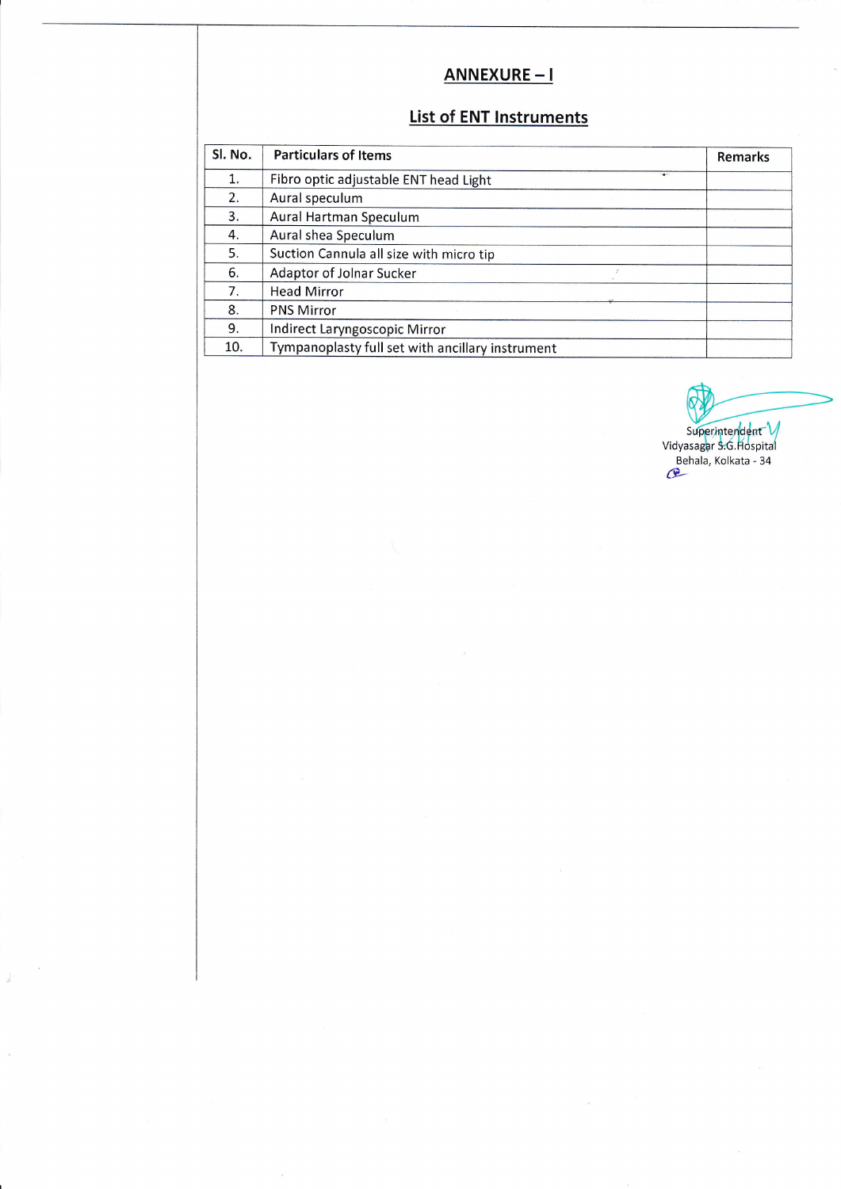## ANNEXURE – I

## List of ENT Instruments

| Sl. No. | Particulars of Items | Remarks |
|---|---|---|
| 1. | Fibro optic adjustable ENT head Light | |
| 2. | Aural speculum | |
| 3. | Aural Hartman Speculum | |
| 4. | Aural shea Speculum | |
| 5. | Suction Cannula all size with micro tip | |
| 6. | Adaptor of Jolnar Sucker | |
| 7. | Head Mirror | |
| 8. | PNS Mirror | |
| 9. | Indirect Laryngoscopic Mirror | |
| 10. | Tympanoplasty full set with ancillary instrument | |

Superintendent
Vidyasagar S.G.Hospital
Behala, Kolkata - 34